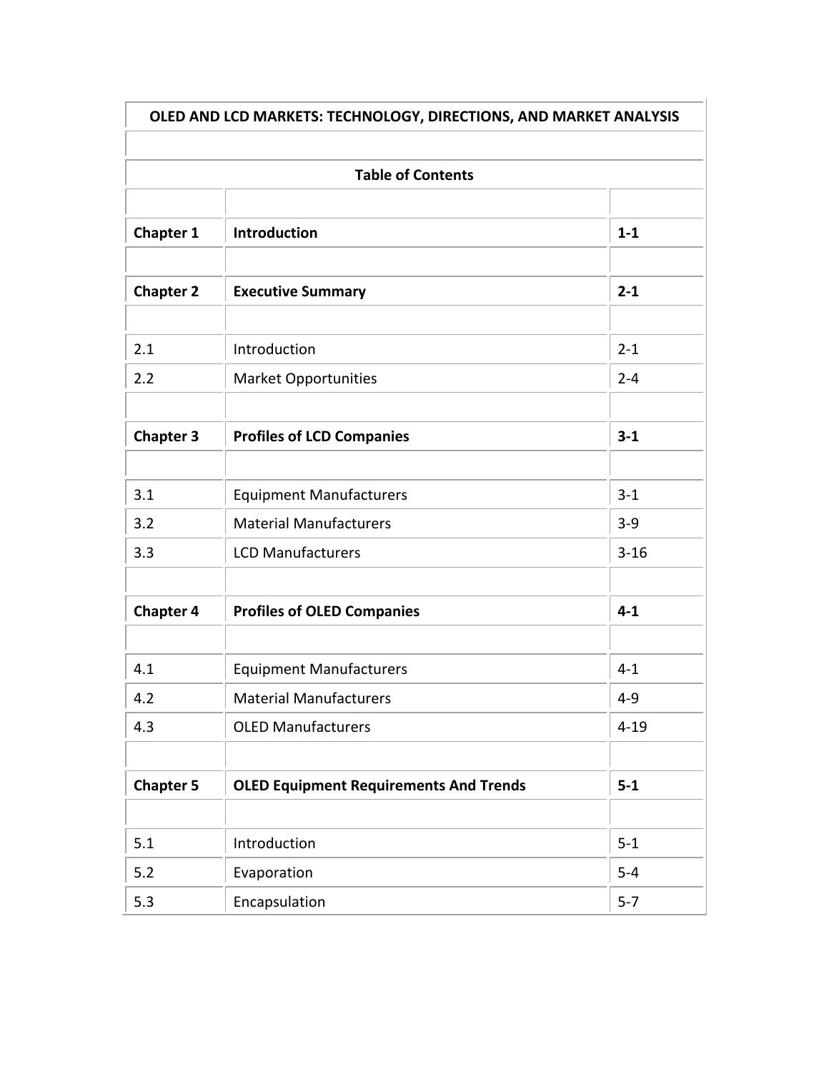# OLED AND LCD MARKETS: TECHNOLOGY, DIRECTIONS, AND MARKET ANALYSIS

## Table of Contents

| | | |
|---|---|---|
| **Chapter 1** | **Introduction** | **1-1** |
| | | |
| **Chapter 2** | **Executive Summary** | **2-1** |
| | | |
| 2.1 | Introduction | 2-1 |
| 2.2 | Market Opportunities | 2-4 |
| | | |
| **Chapter 3** | **Profiles of LCD Companies** | **3-1** |
| | | |
| 3.1 | Equipment Manufacturers | 3-1 |
| 3.2 | Material Manufacturers | 3-9 |
| 3.3 | LCD Manufacturers | 3-16 |
| | | |
| **Chapter 4** | **Profiles of OLED Companies** | **4-1** |
| | | |
| 4.1 | Equipment Manufacturers | 4-1 |
| 4.2 | Material Manufacturers | 4-9 |
| 4.3 | OLED Manufacturers | 4-19 |
| | | |
| **Chapter 5** | **OLED Equipment Requirements And Trends** | **5-1** |
| | | |
| 5.1 | Introduction | 5-1 |
| 5.2 | Evaporation | 5-4 |
| 5.3 | Encapsulation | 5-7 |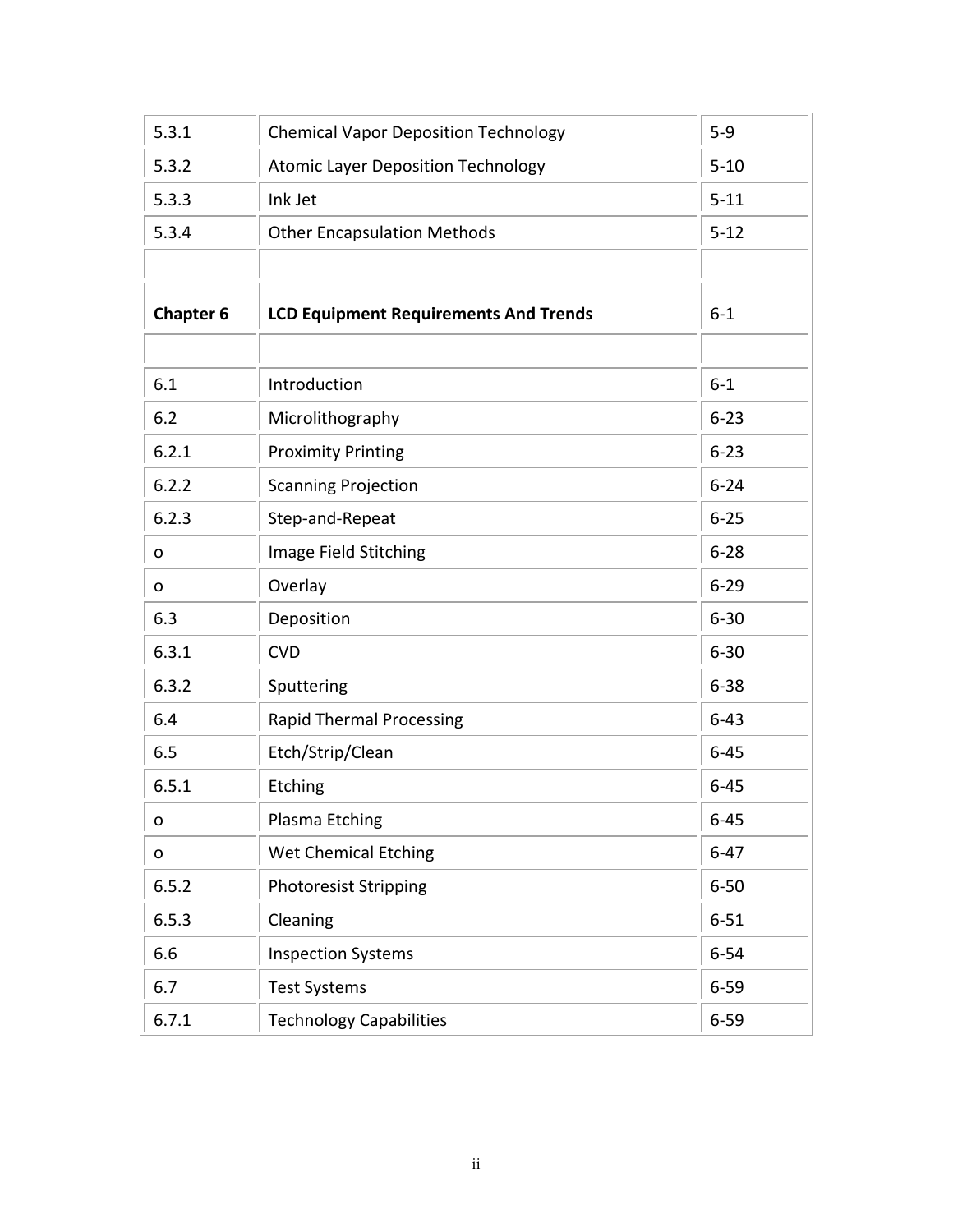| | | |
|---|---|---|
| 5.3.1 | Chemical Vapor Deposition Technology | 5-9 |
| 5.3.2 | Atomic Layer Deposition Technology | 5-10 |
| 5.3.3 | Ink Jet | 5-11 |
| 5.3.4 | Other Encapsulation Methods | 5-12 |
| | | |
| **Chapter 6** | **LCD Equipment Requirements And Trends** | 6-1 |
| | | |
| 6.1 | Introduction | 6-1 |
| 6.2 | Microlithography | 6-23 |
| 6.2.1 | Proximity Printing | 6-23 |
| 6.2.2 | Scanning Projection | 6-24 |
| 6.2.3 | Step-and-Repeat | 6-25 |
| o | Image Field Stitching | 6-28 |
| o | Overlay | 6-29 |
| 6.3 | Deposition | 6-30 |
| 6.3.1 | CVD | 6-30 |
| 6.3.2 | Sputtering | 6-38 |
| 6.4 | Rapid Thermal Processing | 6-43 |
| 6.5 | Etch/Strip/Clean | 6-45 |
| 6.5.1 | Etching | 6-45 |
| o | Plasma Etching | 6-45 |
| o | Wet Chemical Etching | 6-47 |
| 6.5.2 | Photoresist Stripping | 6-50 |
| 6.5.3 | Cleaning | 6-51 |
| 6.6 | Inspection Systems | 6-54 |
| 6.7 | Test Systems | 6-59 |
| 6.7.1 | Technology Capabilities | 6-59 |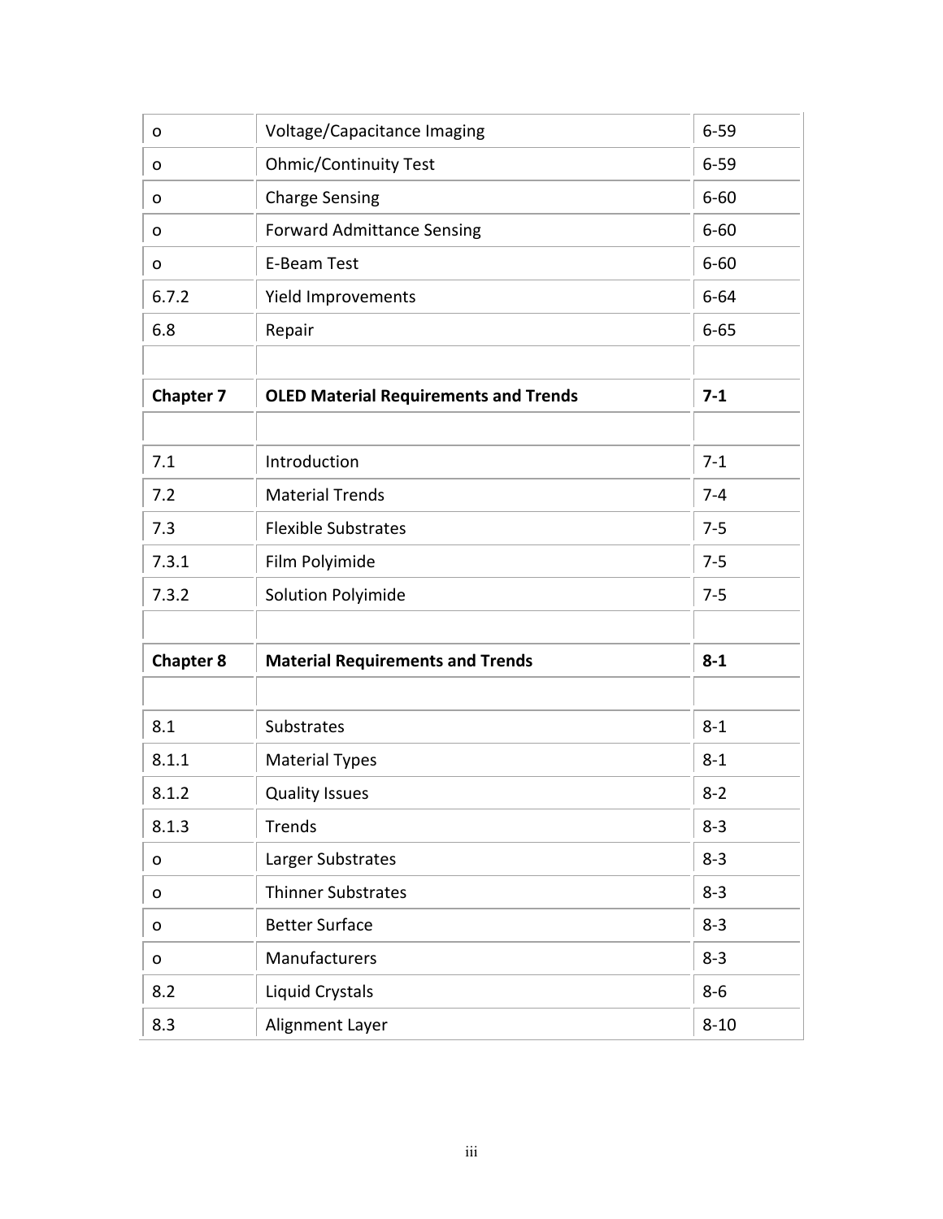| | | |
|---|---|---|
| o | Voltage/Capacitance Imaging | 6-59 |
| o | Ohmic/Continuity Test | 6-59 |
| o | Charge Sensing | 6-60 |
| o | Forward Admittance Sensing | 6-60 |
| o | E-Beam Test | 6-60 |
| 6.7.2 | Yield Improvements | 6-64 |
| 6.8 | Repair | 6-65 |
| | | |
| **Chapter 7** | **OLED Material Requirements and Trends** | **7-1** |
| | | |
| 7.1 | Introduction | 7-1 |
| 7.2 | Material Trends | 7-4 |
| 7.3 | Flexible Substrates | 7-5 |
| 7.3.1 | Film Polyimide | 7-5 |
| 7.3.2 | Solution Polyimide | 7-5 |
| | | |
| **Chapter 8** | **Material Requirements and Trends** | **8-1** |
| | | |
| 8.1 | Substrates | 8-1 |
| 8.1.1 | Material Types | 8-1 |
| 8.1.2 | Quality Issues | 8-2 |
| 8.1.3 | Trends | 8-3 |
| o | Larger Substrates | 8-3 |
| o | Thinner Substrates | 8-3 |
| o | Better Surface | 8-3 |
| o | Manufacturers | 8-3 |
| 8.2 | Liquid Crystals | 8-6 |
| 8.3 | Alignment Layer | 8-10 |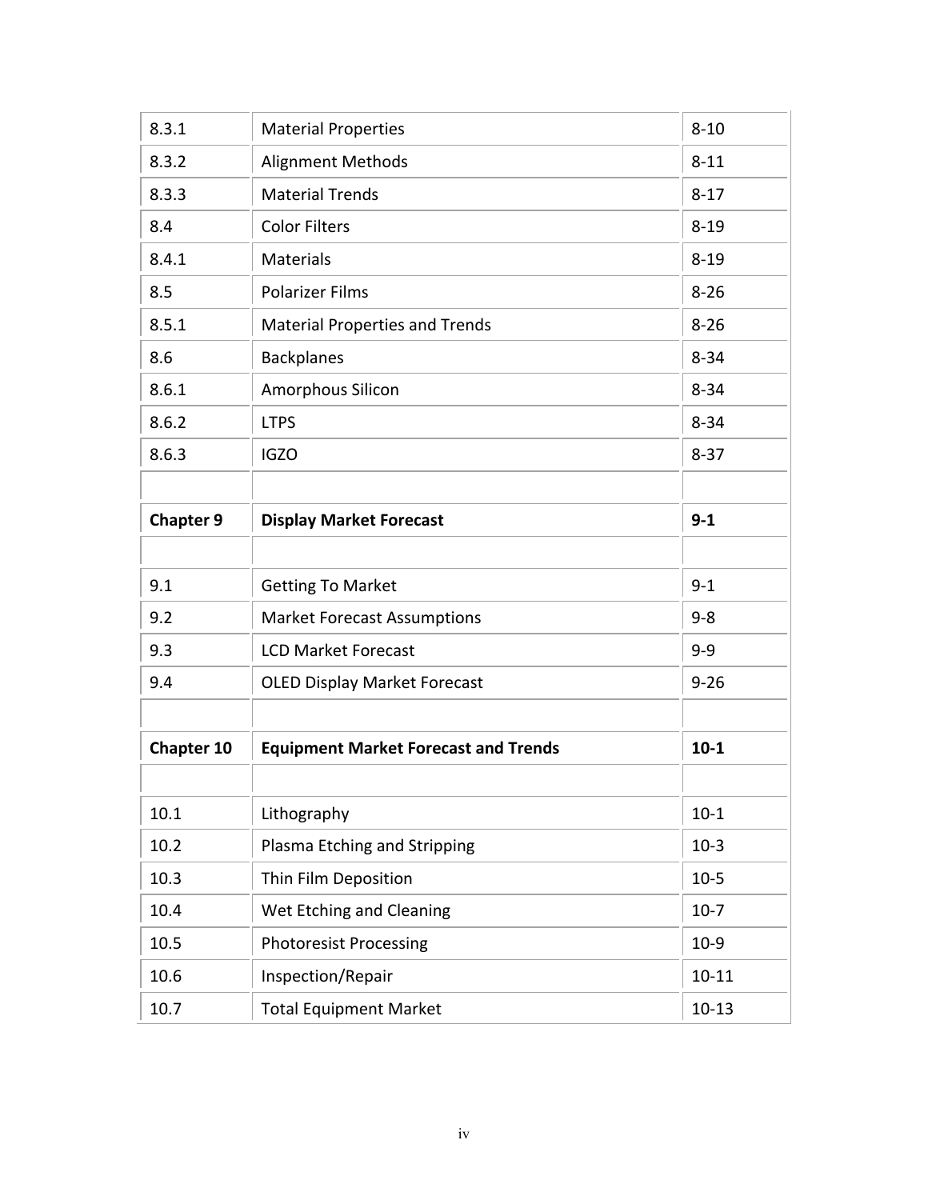| | | |
|---|---|---|
| 8.3.1 | Material Properties | 8-10 |
| 8.3.2 | Alignment Methods | 8-11 |
| 8.3.3 | Material Trends | 8-17 |
| 8.4 | Color Filters | 8-19 |
| 8.4.1 | Materials | 8-19 |
| 8.5 | Polarizer Films | 8-26 |
| 8.5.1 | Material Properties and Trends | 8-26 |
| 8.6 | Backplanes | 8-34 |
| 8.6.1 | Amorphous Silicon | 8-34 |
| 8.6.2 | LTPS | 8-34 |
| 8.6.3 | IGZO | 8-37 |
| | | |
| **Chapter 9** | **Display Market Forecast** | **9-1** |
| | | |
| 9.1 | Getting To Market | 9-1 |
| 9.2 | Market Forecast Assumptions | 9-8 |
| 9.3 | LCD Market Forecast | 9-9 |
| 9.4 | OLED Display Market Forecast | 9-26 |
| | | |
| **Chapter 10** | **Equipment Market Forecast and Trends** | **10-1** |
| | | |
| 10.1 | Lithography | 10-1 |
| 10.2 | Plasma Etching and Stripping | 10-3 |
| 10.3 | Thin Film Deposition | 10-5 |
| 10.4 | Wet Etching and Cleaning | 10-7 |
| 10.5 | Photoresist Processing | 10-9 |
| 10.6 | Inspection/Repair | 10-11 |
| 10.7 | Total Equipment Market | 10-13 |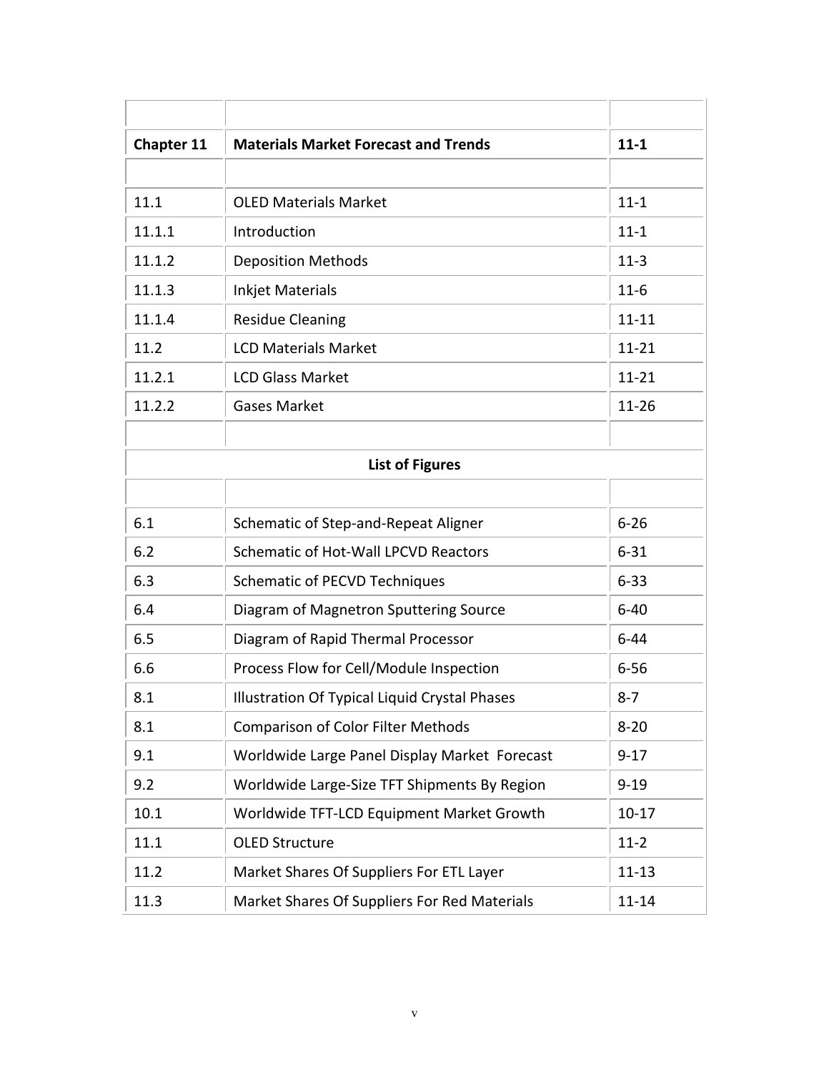| | | |
|---|---|---|
| **Chapter 11** | **Materials Market Forecast and Trends** | **11-1** |
| | | |
| 11.1 | OLED Materials Market | 11-1 |
| 11.1.1 | Introduction | 11-1 |
| 11.1.2 | Deposition Methods | 11-3 |
| 11.1.3 | Inkjet Materials | 11-6 |
| 11.1.4 | Residue Cleaning | 11-11 |
| 11.2 | LCD Materials Market | 11-21 |
| 11.2.1 | LCD Glass Market | 11-21 |
| 11.2.2 | Gases Market | 11-26 |
| | | |

**List of Figures**

| | | |
|---|---|---|
| 6.1 | Schematic of Step-and-Repeat Aligner | 6-26 |
| 6.2 | Schematic of Hot-Wall LPCVD Reactors | 6-31 |
| 6.3 | Schematic of PECVD Techniques | 6-33 |
| 6.4 | Diagram of Magnetron Sputtering Source | 6-40 |
| 6.5 | Diagram of Rapid Thermal Processor | 6-44 |
| 6.6 | Process Flow for Cell/Module Inspection | 6-56 |
| 8.1 | Illustration Of Typical Liquid Crystal Phases | 8-7 |
| 8.1 | Comparison of Color Filter Methods | 8-20 |
| 9.1 | Worldwide Large Panel Display Market Forecast | 9-17 |
| 9.2 | Worldwide Large-Size TFT Shipments By Region | 9-19 |
| 10.1 | Worldwide TFT-LCD Equipment Market Growth | 10-17 |
| 11.1 | OLED Structure | 11-2 |
| 11.2 | Market Shares Of Suppliers For ETL Layer | 11-13 |
| 11.3 | Market Shares Of Suppliers For Red Materials | 11-14 |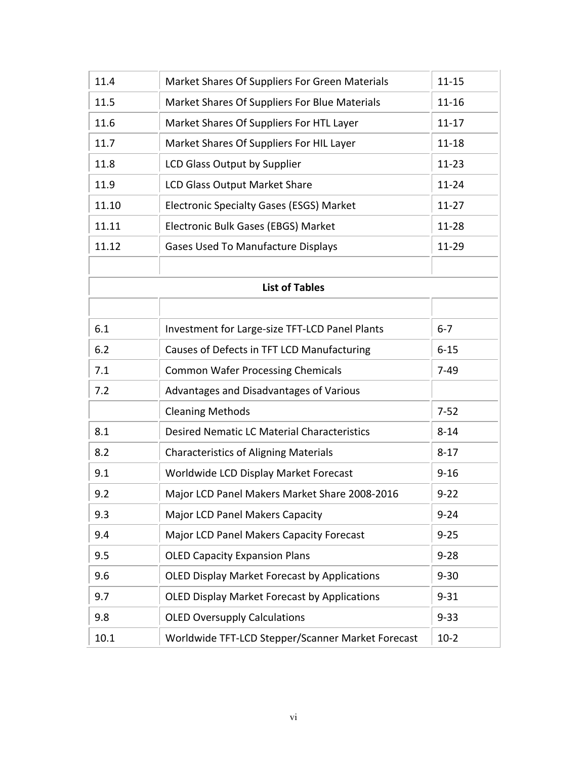| | | |
|---|---|---|
| 11.4 | Market Shares Of Suppliers For Green Materials | 11-15 |
| 11.5 | Market Shares Of Suppliers For Blue Materials | 11-16 |
| 11.6 | Market Shares Of Suppliers For HTL Layer | 11-17 |
| 11.7 | Market Shares Of Suppliers For HIL Layer | 11-18 |
| 11.8 | LCD Glass Output by Supplier | 11-23 |
| 11.9 | LCD Glass Output Market Share | 11-24 |
| 11.10 | Electronic Specialty Gases (ESGS) Market | 11-27 |
| 11.11 | Electronic Bulk Gases (EBGS) Market | 11-28 |
| 11.12 | Gases Used To Manufacture Displays | 11-29 |

**List of Tables**

| | | |
|---|---|---|
| 6.1 | Investment for Large-size TFT-LCD Panel Plants | 6-7 |
| 6.2 | Causes of Defects in TFT LCD Manufacturing | 6-15 |
| 7.1 | Common Wafer Processing Chemicals | 7-49 |
| 7.2 | Advantages and Disadvantages of Various | |
| | Cleaning Methods | 7-52 |
| 8.1 | Desired Nematic LC Material Characteristics | 8-14 |
| 8.2 | Characteristics of Aligning Materials | 8-17 |
| 9.1 | Worldwide LCD Display Market Forecast | 9-16 |
| 9.2 | Major LCD Panel Makers Market Share 2008-2016 | 9-22 |
| 9.3 | Major LCD Panel Makers Capacity | 9-24 |
| 9.4 | Major LCD Panel Makers Capacity Forecast | 9-25 |
| 9.5 | OLED Capacity Expansion Plans | 9-28 |
| 9.6 | OLED Display Market Forecast by Applications | 9-30 |
| 9.7 | OLED Display Market Forecast by Applications | 9-31 |
| 9.8 | OLED Oversupply Calculations | 9-33 |
| 10.1 | Worldwide TFT-LCD Stepper/Scanner Market Forecast | 10-2 |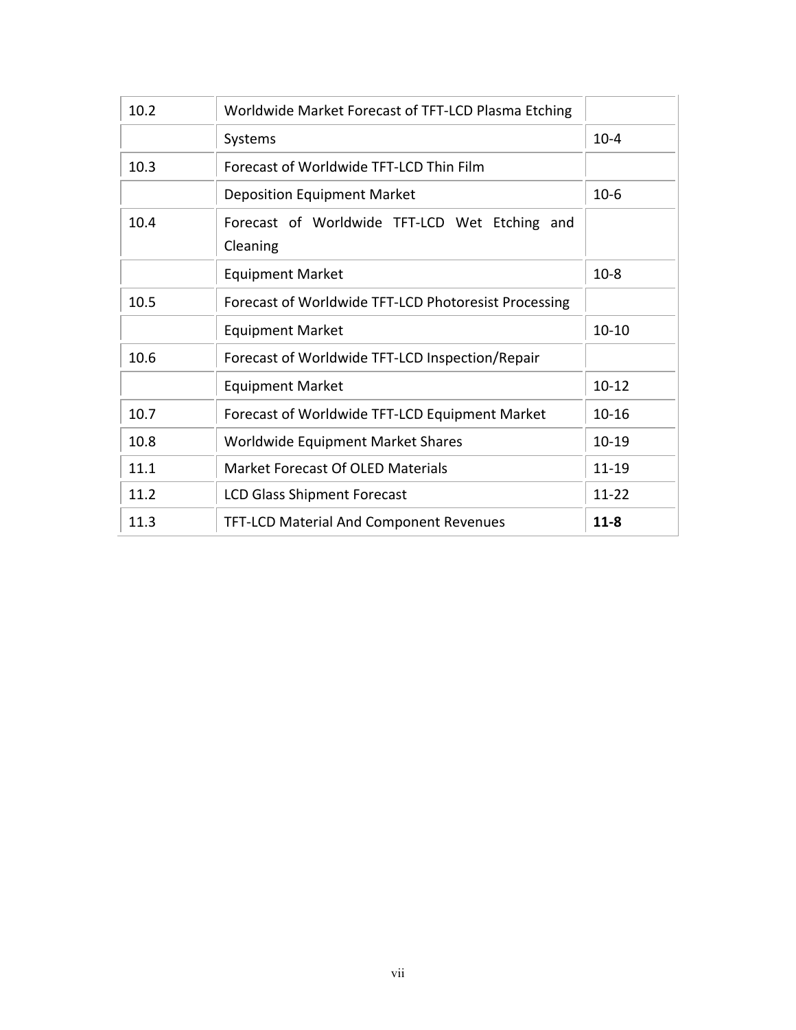| | | |
|---|---|---|
| 10.2 | Worldwide Market Forecast of TFT-LCD Plasma Etching | |
| | Systems | 10-4 |
| 10.3 | Forecast of Worldwide TFT-LCD Thin Film | |
| | Deposition Equipment Market | 10-6 |
| 10.4 | Forecast of Worldwide TFT-LCD Wet Etching and Cleaning | |
| | Equipment Market | 10-8 |
| 10.5 | Forecast of Worldwide TFT-LCD Photoresist Processing | |
| | Equipment Market | 10-10 |
| 10.6 | Forecast of Worldwide TFT-LCD Inspection/Repair | |
| | Equipment Market | 10-12 |
| 10.7 | Forecast of Worldwide TFT-LCD Equipment Market | 10-16 |
| 10.8 | Worldwide Equipment Market Shares | 10-19 |
| 11.1 | Market Forecast Of OLED Materials | 11-19 |
| 11.2 | LCD Glass Shipment Forecast | 11-22 |
| 11.3 | TFT-LCD Material And Component Revenues | **11-8** |